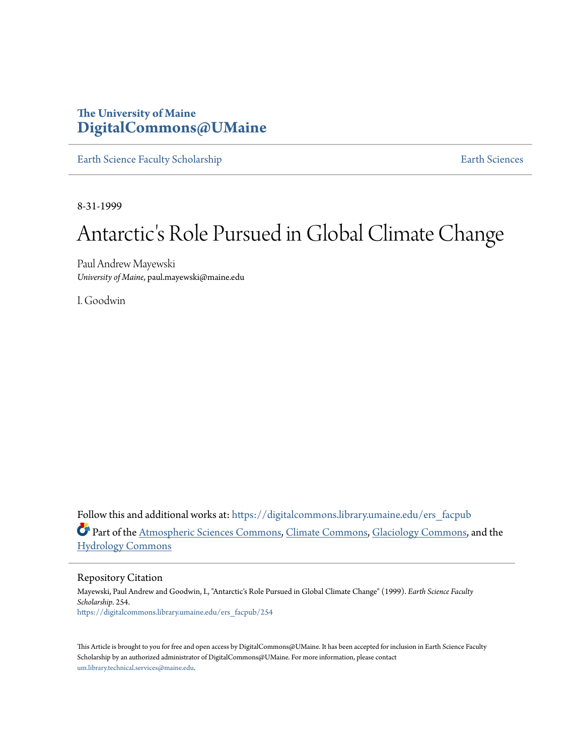The University of Maine
**DigitalCommons@UMaine**

Earth Science Faculty Scholarship | Earth Sciences

8-31-1999

# Antarctic's Role Pursued in Global Climate Change

Paul Andrew Mayewski
*University of Maine*, paul.mayewski@maine.edu

I. Goodwin

Follow this and additional works at: https://digitalcommons.library.umaine.edu/ers_facpub

Part of the Atmospheric Sciences Commons, Climate Commons, Glaciology Commons, and the Hydrology Commons

## Repository Citation

Mayewski, Paul Andrew and Goodwin, I., "Antarctic's Role Pursued in Global Climate Change" (1999). *Earth Science Faculty Scholarship*. 254.
https://digitalcommons.library.umaine.edu/ers_facpub/254

This Article is brought to you for free and open access by DigitalCommons@UMaine. It has been accepted for inclusion in Earth Science Faculty Scholarship by an authorized administrator of DigitalCommons@UMaine. For more information, please contact um.library.technical.services@maine.edu.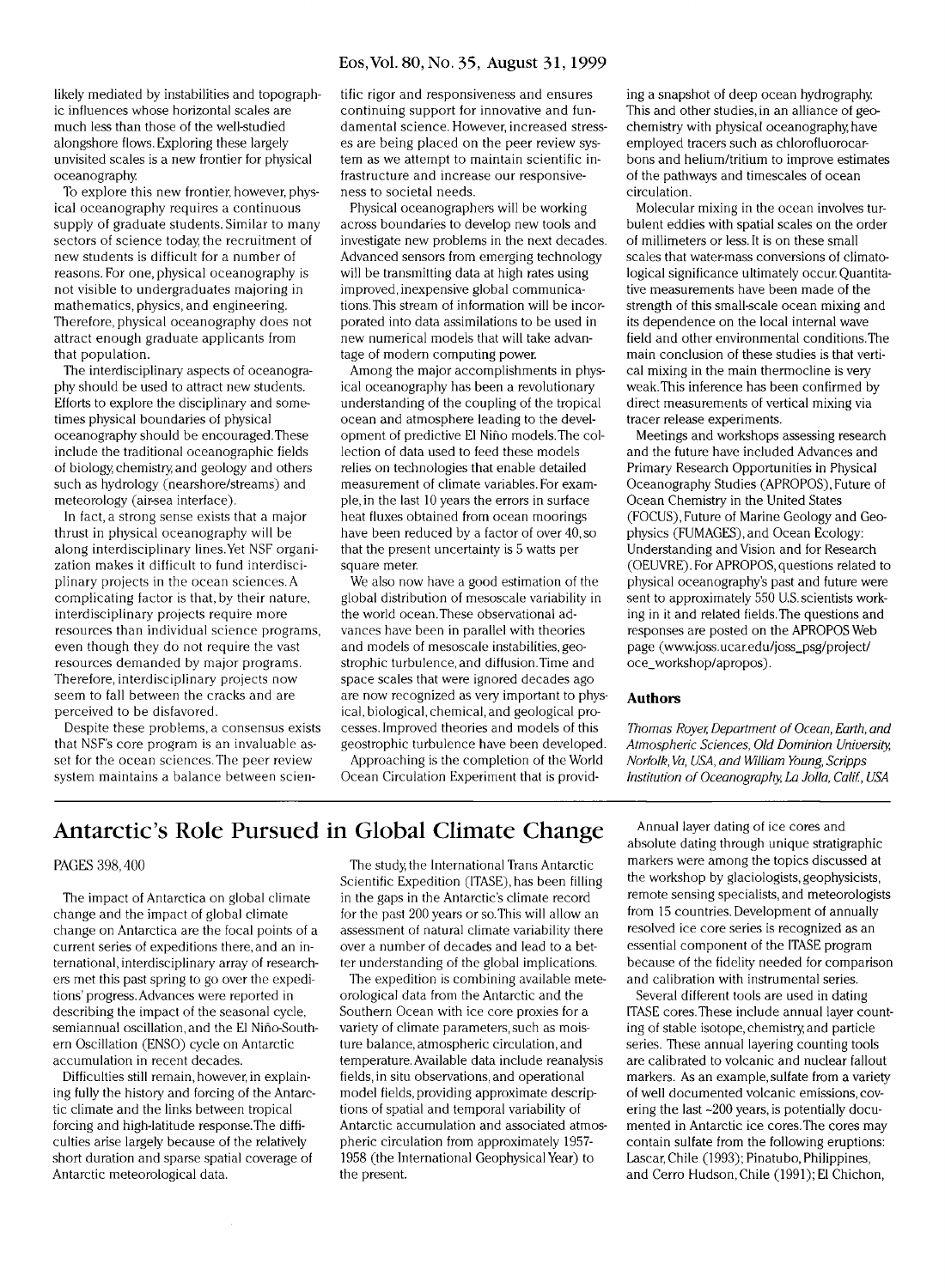likely mediated by instabilities and topographic influences whose horizontal scales are much less than those of the well-studied alongshore flows. Exploring these largely unvisited scales is a new frontier for physical oceanography.

To explore this new frontier, however, physical oceanography requires a continuous supply of graduate students. Similar to many sectors of science today, the recruitment of new students is difficult for a number of reasons. For one, physical oceanography is not visible to undergraduates majoring in mathematics, physics, and engineering. Therefore, physical oceanography does not attract enough graduate applicants from that population.

The interdisciplinary aspects of oceanography should be used to attract new students. Efforts to explore the disciplinary and sometimes physical boundaries of physical oceanography should be encouraged. These include the traditional oceanographic fields of biology, chemistry, and geology and others such as hydrology (nearshore/streams) and meteorology (air-sea interface).

In fact, a strong sense exists that a major thrust in physical oceanography will be along interdisciplinary lines. Yet NSF organization makes it difficult to fund interdisciplinary projects in the ocean sciences. A complicating factor is that, by their nature, interdisciplinary projects require more resources than individual science programs, even though they do not require the vast resources demanded by major programs. Therefore, interdisciplinary projects now seem to fall between the cracks and are perceived to be disfavored.

Despite these problems, a consensus exists that NSF's core program is an invaluable asset for the ocean sciences. The peer review system maintains a balance between scientific rigor and responsiveness and ensures continuing support for innovative and fundamental science. However, increased stresses are being placed on the peer review system as we attempt to maintain scientific infrastructure and increase our responsiveness to societal needs.

Physical oceanographers will be working across boundaries to develop new tools and investigate new problems in the next decades. Advanced sensors from emerging technology will be transmitting data at high rates using improved, inexpensive global communications. This stream of information will be incorporated into data assimilations to be used in new numerical models that will take advantage of modern computing power.

Among the major accomplishments in physical oceanography has been a revolutionary understanding of the coupling of the tropical ocean and atmosphere leading to the development of predictive El Niño models. The collection of data used to feed these models relies on technologies that enable detailed measurement of climate variables. For example, in the last 10 years the errors in surface heat fluxes obtained from ocean moorings have been reduced by a factor of over 40, so that the present uncertainty is 5 watts per square meter.

We also now have a good estimation of the global distribution of mesoscale variability in the world ocean. These observational advances have been in parallel with theories and models of mesoscale instabilities, geostrophic turbulence, and diffusion. Time and space scales that were ignored decades ago are now recognized as very important to physical, biological, chemical, and geological processes. Improved theories and models of this geostrophic turbulence have been developed.

Approaching is the completion of the World Ocean Circulation Experiment that is providing a snapshot of deep ocean hydrography. This and other studies, in an alliance of geochemistry with physical oceanography, have employed tracers such as chlorofluorocarbons and helium/tritium to improve estimates of the pathways and timescales of ocean circulation.

Molecular mixing in the ocean involves turbulent eddies with spatial scales on the order of millimeters or less. It is on these small scales that water-mass conversions of climatological significance ultimately occur. Quantitative measurements have been made of the strength of this small-scale ocean mixing and its dependence on the local internal wave field and other environmental conditions. The main conclusion of these studies is that vertical mixing in the main thermocline is very weak. This inference has been confirmed by direct measurements of vertical mixing via tracer release experiments.

Meetings and workshops assessing research and the future have included Advances and Primary Research Opportunities in Physical Oceanography Studies (APROPOS), Future of Ocean Chemistry in the United States (FOCUS), Future of Marine Geology and Geophysics (FUMAGES), and Ocean Ecology: Understanding and Vision and for Research (OEUVRE). For APROPOS, questions related to physical oceanography's past and future were sent to approximately 550 U.S. scientists working in it and related fields. The questions and responses are posted on the APROPOS Web page (www.joss.ucar.edu/joss_psg/project/oce_workshop/apropos).

### Authors

*Thomas Royer, Department of Ocean, Earth, and Atmospheric Sciences, Old Dominion University, Norfolk, Va, USA, and William Young, Scripps Institution of Oceanography, La Jolla, Calif., USA*

# Antarctic's Role Pursued in Global Climate Change

PAGES 398, 400

The impact of Antarctica on global climate change and the impact of global climate change on Antarctica are the focal points of a current series of expeditions there, and an international, interdisciplinary array of researchers met this past spring to go over the expeditions' progress. Advances were reported in describing the impact of the seasonal cycle, semiannual oscillation, and the El Niño-Southern Oscillation (ENSO) cycle on Antarctic accumulation in recent decades.

Difficulties still remain, however, in explaining fully the history and forcing of the Antarctic climate and the links between tropical forcing and high-latitude response. The difficulties arise largely because of the relatively short duration and sparse spatial coverage of Antarctic meteorological data.

The study, the International Trans Antarctic Scientific Expedition (ITASE), has been filling in the gaps in the Antarctic's climate record for the past 200 years or so. This will allow an assessment of natural climate variability there over a number of decades and lead to a better understanding of the global implications.

The expedition is combining available meteorological data from the Antarctic and the Southern Ocean with ice core proxies for a variety of climate parameters, such as moisture balance, atmospheric circulation, and temperature. Available data include reanalysis fields, in situ observations, and operational model fields, providing approximate descriptions of spatial and temporal variability of Antarctic accumulation and associated atmospheric circulation from approximately 1957-1958 (the International Geophysical Year) to the present.

Annual layer dating of ice cores and absolute dating through unique stratigraphic markers were among the topics discussed at the workshop by glaciologists, geophysicists, remote sensing specialists, and meteorologists from 15 countries. Development of annually resolved ice core series is recognized as an essential component of the ITASE program because of the fidelity needed for comparison and calibration with instrumental series.

Several different tools are used in dating ITASE cores. These include annual layer counting of stable isotope, chemistry, and particle series. These annual layering counting tools are calibrated to volcanic and nuclear fallout markers. As an example, sulfate from a variety of well documented volcanic emissions, covering the last ~200 years, is potentially documented in Antarctic ice cores. The cores may contain sulfate from the following eruptions: Lascar, Chile (1993); Pinatubo, Philippines, and Cerro Hudson, Chile (1991); El Chichon,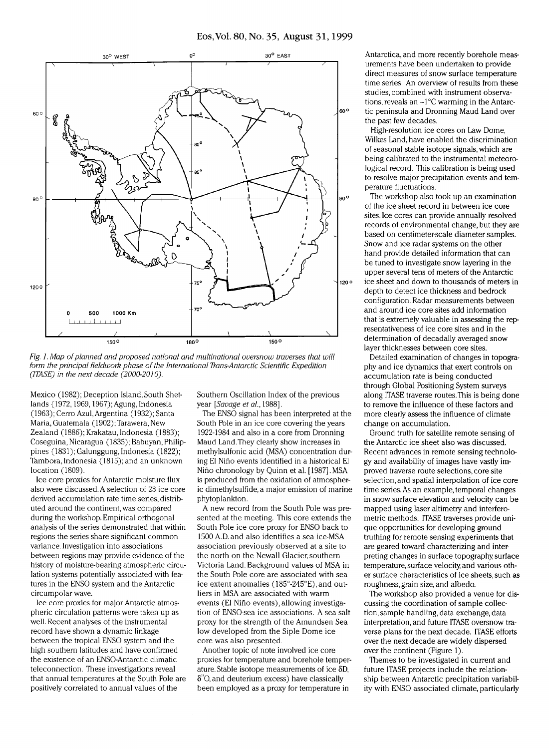*Fig. 1. Map of planned and proposed national and multinational oversnow traverses that will form the principal fieldwork phase of the International Trans-Antarctic Scientific Expedition (ITASE) in the next decade (2000-2010).*

Mexico (1982); Deception Island, South Shetlands (1972, 1969, 1967); Agung, Indonesia (1963); Cerro Azul, Argentina (1932); Santa Maria, Guatemala (1902); Tarawera, New Zealand (1886); Krakatau, Indonesia (1883); Coseguina, Nicaragua (1835); Babuyan, Philippines (1831); Galunggung, Indonesia (1822); Tambora, Indonesia (1815); and an unknown location (1809).

Ice core proxies for Antarctic moisture flux also were discussed. A selection of 23 ice core derived accumulation rate time series, distributed around the continent, was compared during the workshop. Empirical orthogonal analysis of the series demonstrated that within regions the series share significant common variance. Investigation into associations between regions may provide evidence of the history of moisture-bearing atmospheric circulation systems potentially associated with features in the ENSO system and the Antarctic circumpolar wave.

Ice core proxies for major Antarctic atmospheric circulation patterns were taken up as well. Recent analyses of the instrumental record have shown a dynamic linkage between the tropical ENSO system and the high southern latitudes and have confirmed the existence of an ENSO-Antarctic climatic teleconnection. These investigations reveal that annual temperatures at the South Pole are positively correlated to annual values of the Southern Oscillation Index of the previous year [*Savage et al.*, 1988].

The ENSO signal has been interpreted at the South Pole in an ice core covering the years 1922-1984 and also in a core from Dronning Maud Land. They clearly show increases in methylsulfonic acid (MSA) concentration during El Niño events identified in a historical El Niño chronology by Quinn et al. [1987]. MSA is produced from the oxidation of atmospheric dimethylsulfide, a major emission of marine phytoplankton.

A new record from the South Pole was presented at the meeting. This core extends the South Pole ice core proxy for ENSO back to 1500 A.D. and also identifies a sea ice-MSA association previously observed at a site to the north on the Newall Glacier, southern Victoria Land. Background values of MSA in the South Pole core are associated with sea ice extent anomalies (185°-245°E), and outliers in MSA are associated with warm events (El Niño events), allowing investigation of ENSO-sea ice associations. A sea salt proxy for the strength of the Amundsen Sea low developed from the Siple Dome ice core was also presented.

Another topic of note involved ice core proxies for temperature and borehole temperature. Stable isotope measurements of ice δD, $\delta^{18}O$, and deuterium excess) have classically been employed as a proxy for temperature in Antarctica, and more recently borehole measurements have been undertaken to provide direct measures of snow surface temperature time series. An overview of results from these studies, combined with instrument observations, reveals an ~1°C warming in the Antarctic peninsula and Dronning Maud Land over the past few decades.

High-resolution ice cores on Law Dome, Wilkes Land, have enabled the discrimination of seasonal stable isotope signals, which are being calibrated to the instrumental meteorological record. This calibration is being used to resolve major precipitation events and temperature fluctuations.

The workshop also took up an examination of the ice sheet record in between ice core sites. Ice cores can provide annually resolved records of environmental change, but they are based on centimeter-scale diameter samples. Snow and ice radar systems on the other hand provide detailed information that can be tuned to investigate snow layering in the upper several tens of meters of the Antarctic ice sheet and down to thousands of meters in depth to detect ice thickness and bedrock configuration. Radar measurements between and around ice core sites add information that is extremely valuable in assessing the representativeness of ice core sites and in the determination of decadally averaged snow layer thicknesses between core sites.

Detailed examination of changes in topography and ice dynamics that exert controls on accumulation rate is being conducted through Global Positioning System surveys along ITASE traverse routes. This is being done to remove the influence of these factors and more clearly assess the influence of climate change on accumulation.

Ground truth for satellite remote sensing of the Antarctic ice sheet also was discussed. Recent advances in remote sensing technology and availability of images have vastly improved traverse route selections, core site selection, and spatial interpolation of ice core time series. As an example, temporal changes in snow surface elevation and velocity can be mapped using laser altimetry and interferometric methods. ITASE traverses provide unique opportunities for developing ground truthing for remote sensing experiments that are geared toward characterizing and interpreting changes in surface topography, surface temperature, surface velocity, and various other surface characteristics of ice sheets, such as roughness, grain size, and albedo.

The workshop also provided a venue for discussing the coordination of sample collection, sample handling, data exchange, data interpretation, and future ITASE oversnow traverse plans for the next decade. ITASE efforts over the next decade are widely dispersed over the continent (Figure 1).

Themes to be investigated in current and future ITASE projects include the relationship between Antarctic precipitation variability with ENSO associated climate, particularly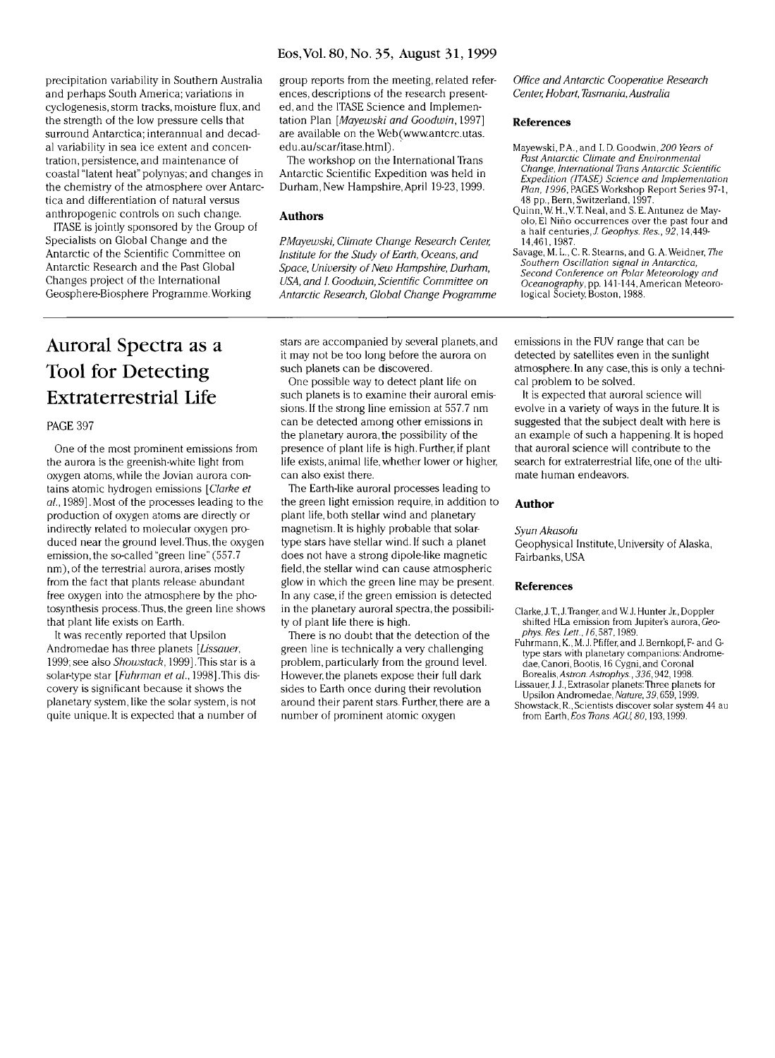precipitation variability in Southern Australia and perhaps South America; variations in cyclogenesis, storm tracks, moisture flux, and the strength of the low pressure cells that surround Antarctica; interannual and decadal variability in sea ice extent and concentration, persistence, and maintenance of coastal "latent heat" polynyas; and changes in the chemistry of the atmosphere over Antarctica and differentiation of natural versus anthropogenic controls on such change.

ITASE is jointly sponsored by the Group of Specialists on Global Change and the Antarctic of the Scientific Committee on Antarctic Research and the Past Global Changes project of the International Geosphere-Biosphere Programme. Working group reports from the meeting, related references, descriptions of the research presented, and the ITASE Science and Implementation Plan [*Mayewski and Goodwin*, 1997] are available on the Web(www.antcrc.utas.edu.au/scar/itase.html).

The workshop on the International Trans Antarctic Scientific Expedition was held in Durham, New Hampshire, April 19-23, 1999.

### Authors

*P. Mayewski, Climate Change Research Center, Institute for the Study of Earth, Oceans, and Space, University of New Hampshire, Durham, USA, and I. Goodwin, Scientific Committee on Antarctic Research, Global Change Programme Office and Antarctic Cooperative Research Center, Hobart, Tasmania, Australia*

### References

Mayewski, P.A., and I. D. Goodwin, *200 Years of Past Antarctic Climate and Environmental Change, International Trans Antarctic Scientific Expedition (ITASE) Science and Implementation Plan, 1996*, PAGES Workshop Report Series 97-1, 48 pp., Bern, Switzerland, 1997.

Quinn, W. H., V. T. Neal, and S. E. Antunez de Mayolo, El Niño occurrences over the past four and a half centuries, *J. Geophys. Res., 92*, 14,449-14,461, 1987.

Savage, M. L., C. R. Stearns, and G. A. Weidner, *The Southern Oscillation signal in Antarctica, Second Conference on Polar Meteorology and Oceanography*, pp. 141-144, American Meteorological Society, Boston, 1988.

# Auroral Spectra as a Tool for Detecting Extraterrestrial Life

PAGE 397

One of the most prominent emissions from the aurora is the greenish-white light from oxygen atoms, while the Jovian aurora contains atomic hydrogen emissions [*Clarke et al.*, 1989]. Most of the processes leading to the production of oxygen atoms are directly or indirectly related to molecular oxygen produced near the ground level. Thus, the oxygen emission, the so-called "green line" (557.7 nm), of the terrestrial aurora, arises mostly from the fact that plants release abundant free oxygen into the atmosphere by the photosynthesis process. Thus, the green line shows that plant life exists on Earth.

It was recently reported that Upsilon Andromedae has three planets [*Lissauer*, 1999; see also *Showstack*, 1999]. This star is a solar-type star [*Fuhrman et al.*, 1998]. This discovery is significant because it shows the planetary system, like the solar system, is not quite unique. It is expected that a number of stars are accompanied by several planets, and it may not be too long before the aurora on such planets can be discovered.

One possible way to detect plant life on such planets is to examine their auroral emissions. If the strong line emission at 557.7 nm can be detected among other emissions in the planetary aurora, the possibility of the presence of plant life is high. Further, if plant life exists, animal life, whether lower or higher, can also exist there.

The Earth-like auroral processes leading to the green light emission require, in addition to plant life, both stellar wind and planetary magnetism. It is highly probable that solar-type stars have stellar wind. If such a planet does not have a strong dipole-like magnetic field, the stellar wind can cause atmospheric glow in which the green line may be present. In any case, if the green emission is detected in the planetary auroral spectra, the possibility of plant life there is high.

There is no doubt that the detection of the green line is technically a very challenging problem, particularly from the ground level. However, the planets expose their full dark sides to Earth once during their revolution around their parent stars. Further, there are a number of prominent atomic oxygen emissions in the FUV range that can be detected by satellites even in the sunlight atmosphere. In any case, this is only a technical problem to be solved.

It is expected that auroral science will evolve in a variety of ways in the future. It is suggested that the subject dealt with here is an example of such a happening. It is hoped that auroral science will contribute to the search for extraterrestrial life, one of the ultimate human endeavors.

### Author

*Syun Akasofu*
Geophysical Institute, University of Alaska, Fairbanks, USA

### References

Clarke, J. T., J. Tranger, and W. J. Hunter Jr., Doppler shifted HLa emission from Jupiter's aurora, *Geophys. Res. Lett., 16*, 587, 1989.

Fuhrmann, K., M. J. Pfiffer, and J. Bernkopf, F- and G-type stars with planetary companions: Andromedae, Canori, Bootis, 16 Cygni, and Coronal Borealis, *Astron. Astrophys., 336*, 942, 1998.

Lissauer, J. J., Extrasolar planets: Three planets for Upsilon Andromedae, *Nature, 39*, 659, 1999.

Showstack, R., Scientists discover solar system 44 au from Earth, *Eos Trans. AGU, 80*, 193, 1999.